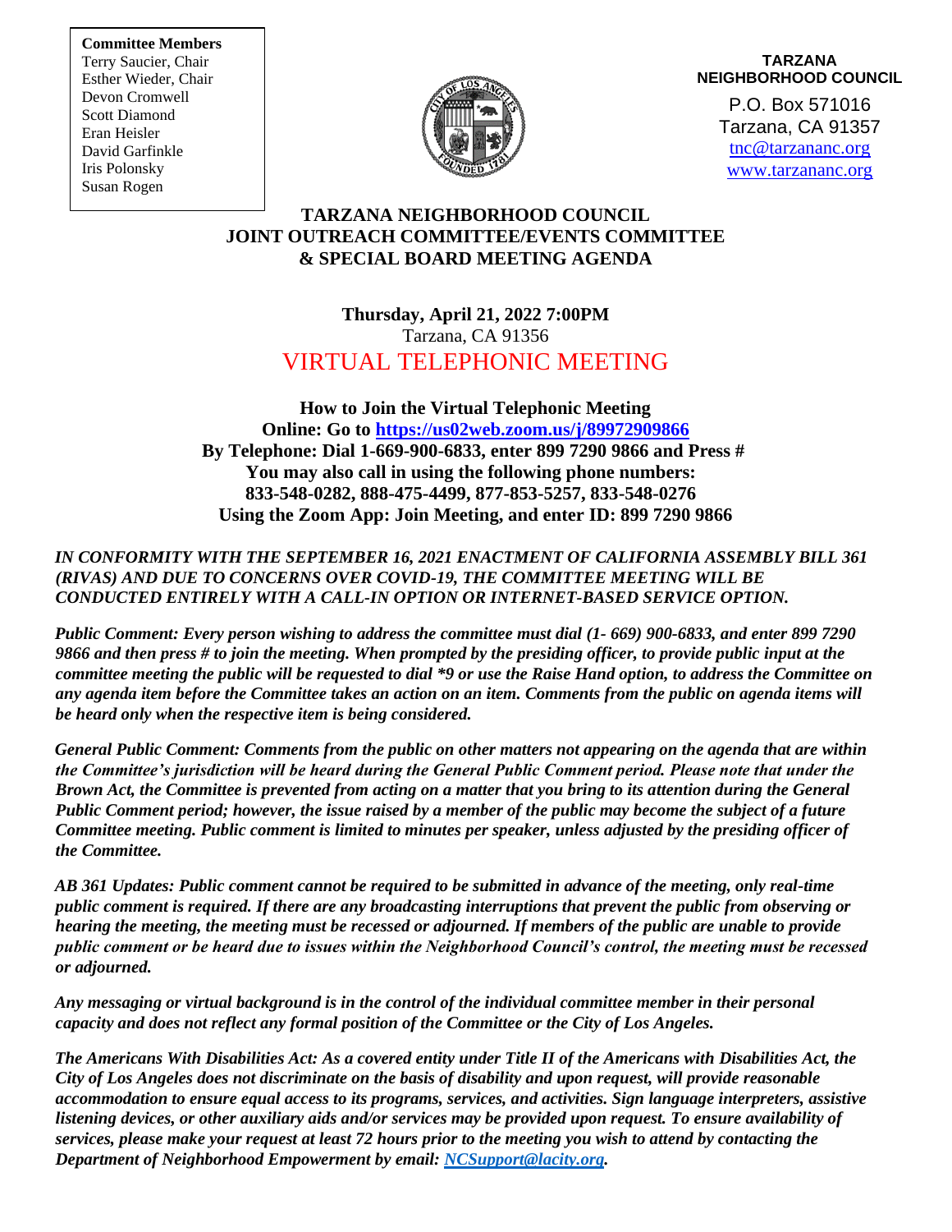**Committee Members**
Terry Saucier, Chair
Esther Wieder, Chair
Devon Cromwell
Scott Diamond
Eran Heisler
David Garfinkle
Iris Polonsky
Susan Rogen

**TARZANA NEIGHBORHOOD COUNCIL**
P.O. Box 571016
Tarzana, CA 91357
tnc@tarzananc.org
www.tarzananc.org

# TARZANA NEIGHBORHOOD COUNCIL JOINT OUTREACH COMMITTEE/EVENTS COMMITTEE & SPECIAL BOARD MEETING AGENDA

**Thursday, April 21, 2022 7:00PM**
Tarzana, CA 91356
VIRTUAL TELEPHONIC MEETING

**How to Join the Virtual Telephonic Meeting**
**Online: Go to https://us02web.zoom.us/j/89972909866**
**By Telephone: Dial 1-669-900-6833, enter 899 7290 9866 and Press #**
**You may also call in using the following phone numbers:**
**833-548-0282, 888-475-4499, 877-853-5257, 833-548-0276**
**Using the Zoom App: Join Meeting, and enter ID: 899 7290 9866**

***IN CONFORMITY WITH THE SEPTEMBER 16, 2021 ENACTMENT OF CALIFORNIA ASSEMBLY BILL 361 (RIVAS) AND DUE TO CONCERNS OVER COVID-19, THE COMMITTEE MEETING WILL BE CONDUCTED ENTIRELY WITH A CALL-IN OPTION OR INTERNET-BASED SERVICE OPTION.***

***Public Comment: Every person wishing to address the committee must dial (1- 669) 900-6833, and enter 899 7290 9866 and then press # to join the meeting. When prompted by the presiding officer, to provide public input at the committee meeting the public will be requested to dial *9 or use the Raise Hand option, to address the Committee on any agenda item before the Committee takes an action on an item. Comments from the public on agenda items will be heard only when the respective item is being considered.***

***General Public Comment: Comments from the public on other matters not appearing on the agenda that are within the Committee's jurisdiction will be heard during the General Public Comment period. Please note that under the Brown Act, the Committee is prevented from acting on a matter that you bring to its attention during the General Public Comment period; however, the issue raised by a member of the public may become the subject of a future Committee meeting. Public comment is limited to minutes per speaker, unless adjusted by the presiding officer of the Committee.***

***AB 361 Updates: Public comment cannot be required to be submitted in advance of the meeting, only real-time public comment is required. If there are any broadcasting interruptions that prevent the public from observing or hearing the meeting, the meeting must be recessed or adjourned. If members of the public are unable to provide public comment or be heard due to issues within the Neighborhood Council's control, the meeting must be recessed or adjourned.***

***Any messaging or virtual background is in the control of the individual committee member in their personal capacity and does not reflect any formal position of the Committee or the City of Los Angeles.***

***The Americans With Disabilities Act: As a covered entity under Title II of the Americans with Disabilities Act, the City of Los Angeles does not discriminate on the basis of disability and upon request, will provide reasonable accommodation to ensure equal access to its programs, services, and activities. Sign language interpreters, assistive listening devices, or other auxiliary aids and/or services may be provided upon request. To ensure availability of services, please make your request at least 72 hours prior to the meeting you wish to attend by contacting the Department of Neighborhood Empowerment by email: NCSupport@lacity.org.***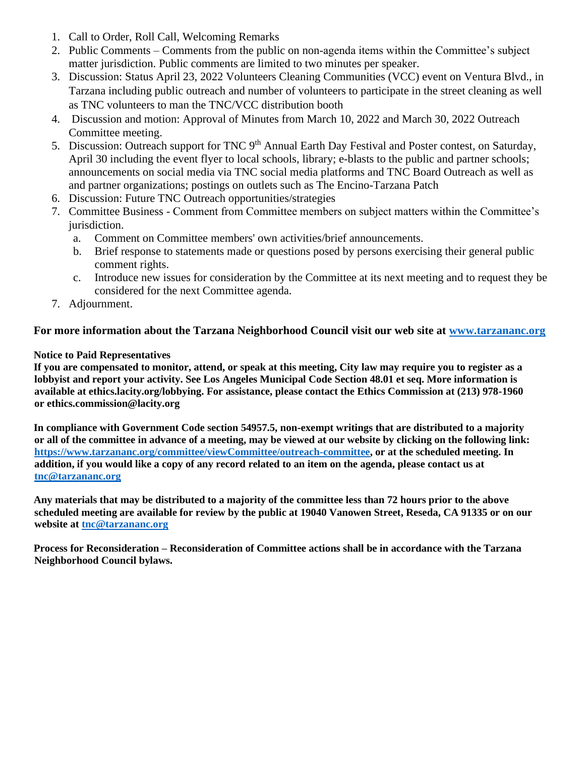1. Call to Order, Roll Call, Welcoming Remarks
2. Public Comments – Comments from the public on non-agenda items within the Committee's subject matter jurisdiction. Public comments are limited to two minutes per speaker.
3. Discussion: Status April 23, 2022 Volunteers Cleaning Communities (VCC) event on Ventura Blvd., in Tarzana including public outreach and number of volunteers to participate in the street cleaning as well as TNC volunteers to man the TNC/VCC distribution booth
4. Discussion and motion: Approval of Minutes from March 10, 2022 and March 30, 2022 Outreach Committee meeting.
5. Discussion: Outreach support for TNC 9th Annual Earth Day Festival and Poster contest, on Saturday, April 30 including the event flyer to local schools, library; e-blasts to the public and partner schools; announcements on social media via TNC social media platforms and TNC Board Outreach as well as and partner organizations; postings on outlets such as The Encino-Tarzana Patch
6. Discussion: Future TNC Outreach opportunities/strategies
7. Committee Business - Comment from Committee members on subject matters within the Committee's jurisdiction.
   a. Comment on Committee members' own activities/brief announcements.
   b. Brief response to statements made or questions posed by persons exercising their general public comment rights.
   c. Introduce new issues for consideration by the Committee at its next meeting and to request they be considered for the next Committee agenda.

7\. Adjournment.

**For more information about the Tarzana Neighborhood Council visit our web site at [www.tarzananc.org](http://www.tarzananc.org)**

**Notice to Paid Representatives**
**If you are compensated to monitor, attend, or speak at this meeting, City law may require you to register as a lobbyist and report your activity. See Los Angeles Municipal Code Section 48.01 et seq. More information is available at ethics.lacity.org/lobbying. For assistance, please contact the Ethics Commission at (213) 978-1960 or ethics.commission@lacity.org**

**In compliance with Government Code section 54957.5, non-exempt writings that are distributed to a majority or all of the committee in advance of a meeting, may be viewed at our website by clicking on the following link: [https://www.tarzananc.org/committee/viewCommittee/outreach-committee](https://www.tarzananc.org/committee/viewCommittee/outreach-committee), or at the scheduled meeting. In addition, if you would like a copy of any record related to an item on the agenda, please contact us at [tnc@tarzananc.org](mailto:tnc@tarzananc.org)**

**Any materials that may be distributed to a majority of the committee less than 72 hours prior to the above scheduled meeting are available for review by the public at 19040 Vanowen Street, Reseda, CA 91335 or on our website at [tnc@tarzananc.org](mailto:tnc@tarzananc.org)**

**Process for Reconsideration – Reconsideration of Committee actions shall be in accordance with the Tarzana Neighborhood Council bylaws.**